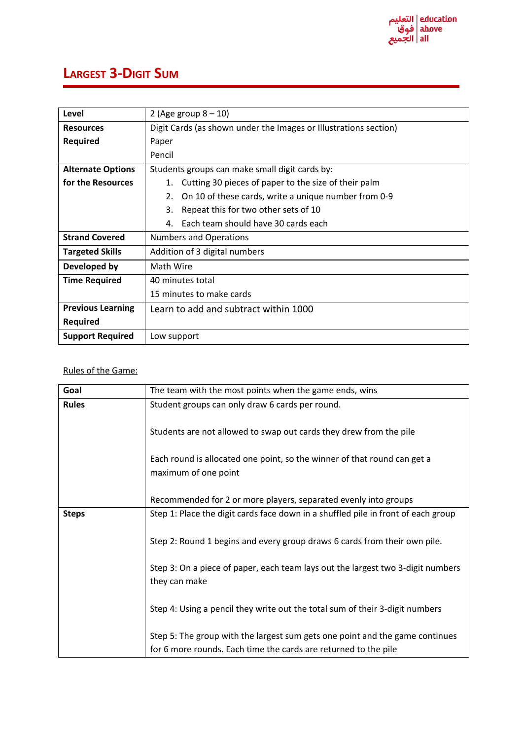# Largest 3-Digit Sum

| | |
|---|---|
| **Level** | 2 (Age group 8 – 10) |
| **Resources Required** | Digit Cards (as shown under the Images or Illustrations section)<br>Paper<br>Pencil |
| **Alternate Options for the Resources** | Students groups can make small digit cards by:<br>1. Cutting 30 pieces of paper to the size of their palm<br>2. On 10 of these cards, write a unique number from 0-9<br>3. Repeat this for two other sets of 10<br>4. Each team should have 30 cards each |
| **Strand Covered** | Numbers and Operations |
| **Targeted Skills** | Addition of 3 digital numbers |
| **Developed by** | Math Wire |
| **Time Required** | 40 minutes total<br>15 minutes to make cards |
| **Previous Learning Required** | Learn to add and subtract within 1000 |
| **Support Required** | Low support |

Rules of the Game:

| | |
|---|---|
| **Goal** | The team with the most points when the game ends, wins |
| **Rules** | Student groups can only draw 6 cards per round.<br><br>Students are not allowed to swap out cards they drew from the pile<br><br>Each round is allocated one point, so the winner of that round can get a maximum of one point<br><br>Recommended for 2 or more players, separated evenly into groups |
| **Steps** | Step 1: Place the digit cards face down in a shuffled pile in front of each group<br><br>Step 2: Round 1 begins and every group draws 6 cards from their own pile.<br><br>Step 3: On a piece of paper, each team lays out the largest two 3-digit numbers they can make<br><br>Step 4: Using a pencil they write out the total sum of their 3-digit numbers<br><br>Step 5: The group with the largest sum gets one point and the game continues for 6 more rounds. Each time the cards are returned to the pile |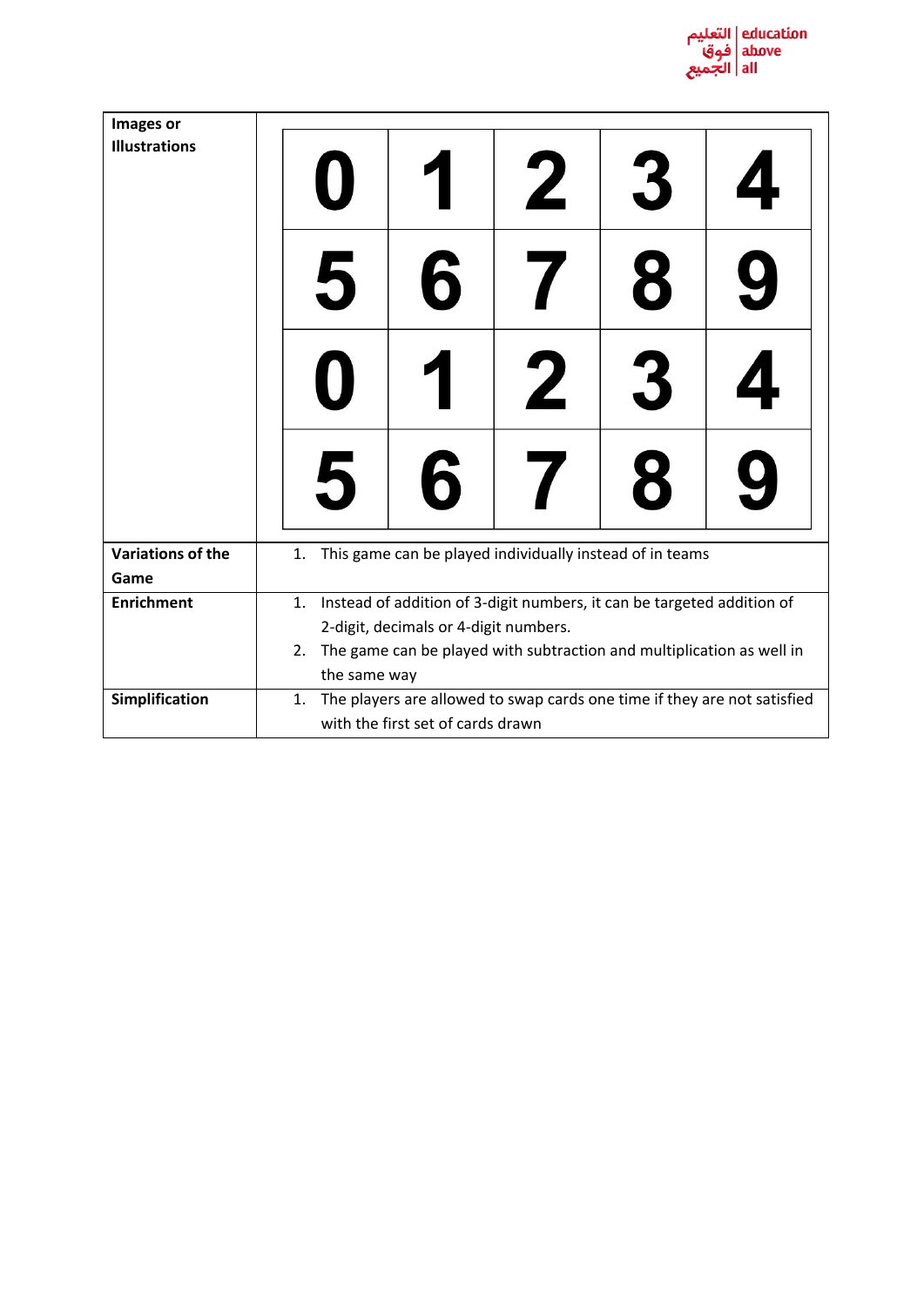| | |
|---|---|
| **Images or Illustrations** | 0 1 2 3 4<br>5 6 7 8 9<br>0 1 2 3 4<br>5 6 7 8 9 |
| **Variations of the Game** | 1. This game can be played individually instead of in teams |
| **Enrichment** | 1. Instead of addition of 3-digit numbers, it can be targeted addition of 2-digit, decimals or 4-digit numbers.<br>2. The game can be played with subtraction and multiplication as well in the same way |
| **Simplification** | 1. The players are allowed to swap cards one time if they are not satisfied with the first set of cards drawn |